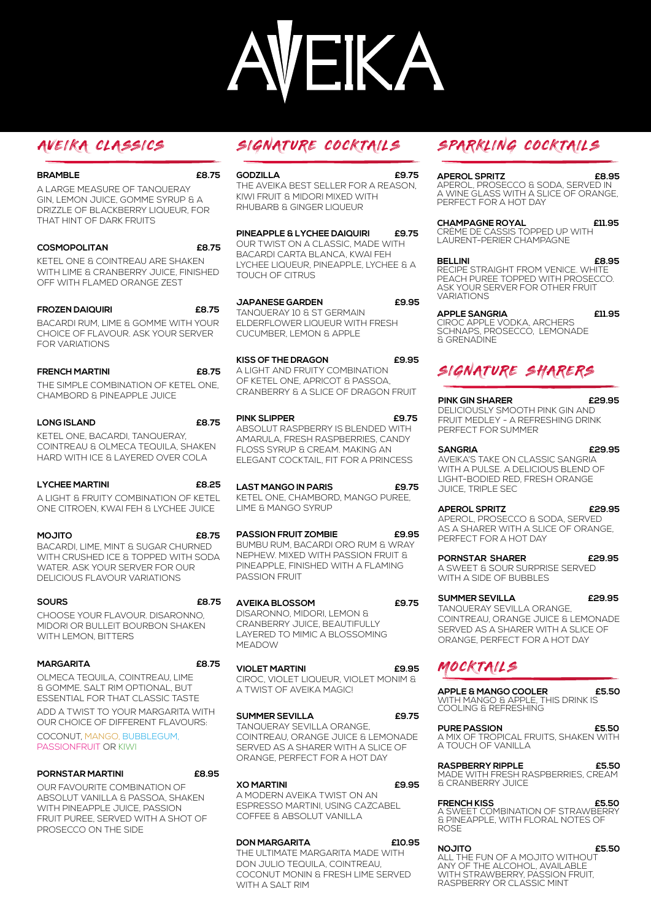# AVEIKA

## AVEIKA CLASSICS

**BRAMBLE** £8.75

A LARGE MEASURE OF TANQUERAY GIN, LEMON JUICE, GOMME SYRUP & A DRIZZLE OF BLACKBERRY LIQUEUR, FOR THAT HINT OF DARK FRUITS

**COSMOPOLITAN** £8.75

KETEL ONE & COINTREAU ARE SHAKEN WITH LIME & CRANBERRY JUICE, FINISHED OFF WITH FLAMED ORANGE ZEST

**FROZEN DAIQUIRI** £8.75

BACARDI RUM, LIME & GOMME WITH YOUR CHOICE OF FLAVOUR. ASK YOUR SERVER FOR VARIATIONS

**FRENCH MARTINI** £8.75

THE SIMPLE COMBINATION OF KETEL ONE, CHAMBORD & PINEAPPLE JUICE

**LONG ISLAND** £8.75

KETEL ONE, BACARDI, TANQUERAY, COINTREAU & OLMECA TEQUILA, SHAKEN HARD WITH ICE & LAYERED OVER COLA

**LYCHEE MARTINI** £8.25

A LIGHT & FRUITY COMBINATION OF KETEL ONE CITROEN, KWAI FEH & LYCHEE JUICE

**MOJITO** £8.75

BACARDI, LIME, MINT & SUGAR CHURNED WITH CRUSHED ICE & TOPPED WITH SODA WATER. ASK YOUR SERVER FOR OUR DELICIOUS FLAVOUR VARIATIONS

**SOURS** £8.75

CHOOSE YOUR FLAVOUR. DISARONNO, MIDORI OR BULLEIT BOURBON SHAKEN WITH LEMON, BITTERS

**MARGARITA** £8.75

OLMECA TEQUILA, COINTREAU, LIME & GOMME. SALT RIM OPTIONAL, BUT ESSENTIAL FOR THAT CLASSIC TASTE

ADD A TWIST TO YOUR MARGARITA WITH OUR CHOICE OF DIFFERENT FLAVOURS:

COCONUT, MANGO, BUBBLEGUM, PASSIONFRUIT OR KIWI

**PORNSTAR MARTINI** £8.95

OUR FAVOURITE COMBINATION OF ABSOLUT VANILLA & PASSOA, SHAKEN WITH PINEAPPLE JUICE, PASSION FRUIT PUREE, SERVED WITH A SHOT OF PROSECCO ON THE SIDE

## SIGNATURE COCKTAILS

**GODZILLA** £9.75

THE AVEIKA BEST SELLER FOR A REASON, KIWI FRUIT & MIDORI MIXED WITH RHUBARB & GINGER LIQUEUR

**PINEAPPLE & LYCHEE DAIQUIRI** £9.75

OUR TWIST ON A CLASSIC, MADE WITH BACARDI CARTA BLANCA, KWAI FEH LYCHEE LIQUEUR, PINEAPPLE, LYCHEE & A TOUCH OF CITRUS

**JAPANESE GARDEN** £9.95

TANQUERAY 10 & ST GERMAIN ELDERFLOWER LIQUEUR WITH FRESH CUCUMBER, LEMON & APPLE

**KISS OF THE DRAGON** £9.95

A LIGHT AND FRUITY COMBINATION OF KETEL ONE, APRICOT & PASSOA, CRANBERRY & A SLICE OF DRAGON FRUIT

**PINK SLIPPER** £9.75

ABSOLUT RASPBERRY IS BLENDED WITH AMARULA, FRESH RASPBERRIES, CANDY FLOSS SYRUP & CREAM. MAKING AN ELEGANT COCKTAIL, FIT FOR A PRINCESS

**LAST MANGO IN PARIS** £9.75

KETEL ONE, CHAMBORD, MANGO PUREE, LIME & MANGO SYRUP

**PASSION FRUIT ZOMBIE** £9.95

BUMBU RUM, BACARDI ORO RUM & WRAY NEPHEW. MIXED WITH PASSION FRUIT & PINEAPPLE, FINISHED WITH A FLAMING PASSION FRUIT

**AVEIKA BLOSSOM** £9.75

DISARONNO, MIDORI, LEMON & CRANBERRY JUICE, BEAUTIFULLY LAYERED TO MIMIC A BLOSSOMING MEADOW

**VIOLET MARTINI** £9.95

CIROC, VIOLET LIQUEUR, VIOLET MONIM & A TWIST OF AVEIKA MAGIC!

**SUMMER SEVILLA** £9.75

TANQUERAY SEVILLA ORANGE, COINTREAU, ORANGE JUICE & LEMONADE SERVED AS A SHARER WITH A SLICE OF ORANGE, PERFECT FOR A HOT DAY

**XO MARTINI** £9.95

A MODERN AVEIKA TWIST ON AN ESPRESSO MARTINI, USING CAZCABEL COFFEE & ABSOLUT VANILLA

**DON MARGARITA** £10.95

THE ULTIMATE MARGARITA MADE WITH DON JULIO TEQUILA, COINTREAU, COCONUT MONIN & FRESH LIME SERVED WITH A SALT RIM

## SPARKLING COCKTAILS

**APEROL SPRITZ** £8.95

APEROL, PROSECCO & SODA, SERVED IN A WINE GLASS WITH A SLICE OF ORANGE, PERFECT FOR A HOT DAY

**CHAMPAGNE ROYAL** £11.95

CRÈME DE CASSIS TOPPED UP WITH LAURENT-PERIER CHAMPAGNE

**BELLINI** £8.95

RECIPE STRAIGHT FROM VENICE. WHITE PEACH PUREE TOPPED WITH PROSECCO. ASK YOUR SERVER FOR OTHER FRUIT VARIATIONS

**APPLE SANGRIA** £11.95

CIROC APPLE VODKA, ARCHERS SCHNAPS, PROSECCO, LEMONADE & GRENADINE

## SIGNATURE SHARERS

**PINK GIN SHARER** £29.95

DELICIOUSLY SMOOTH PINK GIN AND FRUIT MEDLEY - A REFRESHING DRINK PERFECT FOR SUMMER

**SANGRIA** £29.95

AVEIKA'S TAKE ON CLASSIC SANGRIA WITH A PULSE. A DELICIOUS BLEND OF LIGHT-BODIED RED, FRESH ORANGE JUICE, TRIPLE SEC

**APEROL SPRITZ** £29.95

APEROL, PROSECCO & SODA, SERVED AS A SHARER WITH A SLICE OF ORANGE, PERFECT FOR A HOT DAY

**PORNSTAR SHARER** £29.95

A SWEET & SOUR SURPRISE SERVED WITH A SIDE OF BUBBLES

**SUMMER SEVILLA** £29.95

TANQUERAY SEVILLA ORANGE, COINTREAU, ORANGE JUICE & LEMONADE SERVED AS A SHARER WITH A SLICE OF ORANGE, PERFECT FOR A HOT DAY

## MOCKTAILS

**APPLE & MANGO COOLER** £5.50

WITH MANGO & APPLE, THIS DRINK IS COOLING & REFRESHING

**PURE PASSION** £5.50

A MIX OF TROPICAL FRUITS, SHAKEN WITH A TOUCH OF VANILLA

**RASPBERRY RIPPLE** £5.50

MADE WITH FRESH RASPBERRIES, CREAM & CRANBERRY JUICE

**FRENCH KISS** £5.50

A SWEET COMBINATION OF STRAWBERRY & PINEAPPLE, WITH FLORAL NOTES OF ROSE

**NOJITO** £5.50

ALL THE FUN OF A MOJITO WITHOUT ANY OF THE ALCOHOL, AVAILABLE WITH STRAWBERRY, PASSION FRUIT, RASPBERRY OR CLASSIC MINT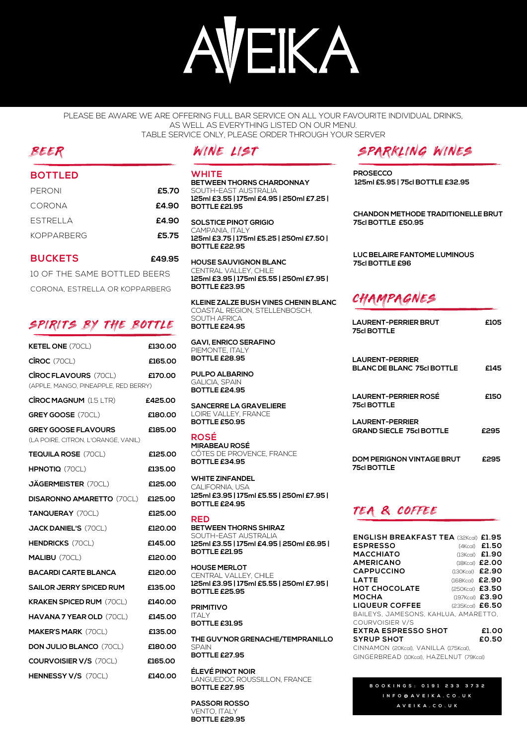# AVEIKA

PLEASE BE AWARE WE ARE OFFERING FULL BAR SERVICE ON ALL YOUR FAVOURITE INDIVIDUAL DRINKS, AS WELL AS EVERYTHING LISTED ON OUR MENU.
TABLE SERVICE ONLY, PLEASE ORDER THROUGH YOUR SERVER

## BEER

### BOTTLED

| | |
|---|---|
| PERONI | £5.70 |
| CORONA | £4.90 |
| ESTRELLA | £4.90 |
| KOPPARBERG | £5.75 |

### BUCKETS £49.95

10 OF THE SAME BOTTLED BEERS

CORONA, ESTRELLA OR KOPPARBERG

## SPIRITS BY THE BOTTLE

| | |
|---|---|
| **KETEL ONE** (70CL) | £130.00 |
| **CÎROC** (70CL) | £165.00 |
| **CÎROC FLAVOURS** (70CL) (APPLE, MANGO, PINEAPPLE, RED BERRY) | £170.00 |
| **CÎROC MAGNUM** (1.5 LTR) | £425.00 |
| **GREY GOOSE** (70CL) | £180.00 |
| **GREY GOOSE FLAVOURS** (LA POIRE, CITRON, L'ORANGE, VANIL) | £185.00 |
| **TEQUILA ROSE** (70CL) | £125.00 |
| **HPNOTIQ** (70CL) | £135.00 |
| **JÄGERMEISTER** (70CL) | £125.00 |
| **DISARONNO AMARETTO** (70CL) | £125.00 |
| **TANQUERAY** (70CL) | £125.00 |
| **JACK DANIEL'S** (70CL) | £120.00 |
| **HENDRICKS** (70CL) | £145.00 |
| **MALIBU** (70CL) | £120.00 |
| **BACARDI CARTE BLANCA** | £120.00 |
| **SAILOR JERRY SPICED RUM** | £135.00 |
| **KRAKEN SPICED RUM** (70CL) | £140.00 |
| **HAVANA 7 YEAR OLD** (70CL) | £145.00 |
| **MAKER'S MARK** (70CL) | £135.00 |
| **DON JULIO BLANCO** (70CL) | £180.00 |
| **COURVOISIER V/S** (70CL) | £165.00 |
| **HENNESSY V/S** (70CL) | £140.00 |

## WINE LIST

### WHITE

**BETWEEN THORNS CHARDONNAY**
SOUTH-EAST AUSTRALIA
**125ml £3.55 | 175ml £4.95 | 250ml £7.25 | BOTTLE £21.95**

**SOLSTICE PINOT GRIGIO**
CAMPANIA, ITALY
**125ml £3.75 | 175ml £5.25 | 250ml £7.50 | BOTTLE £22.95**

**HOUSE SAUVIGNON BLANC**
CENTRAL VALLEY, CHILE
**125ml £3.95 | 175ml £5.55 | 250ml £7.95 | BOTTLE £23.95**

**KLEINE ZALZE BUSH VINES CHENIN BLANC**
COASTAL REGION, STELLENBOSCH, SOUTH AFRICA
**BOTTLE £24.95**

**GAVI, ENRICO SERAFINO**
PIEMONTE, ITALY
**BOTTLE £28.95**

**PULPO ALBARINO**
GALICIA, SPAIN
**BOTTLE £24.95**

**SANCERRE LA GRAVELIERE**
LOIRE VALLEY, FRANCE
**BOTTLE £50.95**

### ROSÉ

**MIRABEAU ROSÉ**
CÔTES DE PROVENCE, FRANCE
**BOTTLE £34.95**

**WHITE ZINFANDEL**
CALIFORNIA, USA
**125ml £3.95 | 175ml £5.55 | 250ml £7.95 | BOTTLE £24.95**

### RED

**BETWEEN THORNS SHIRAZ**
SOUTH-EAST AUSTRALIA
**125ml £3.55 | 175ml £4.95 | 250ml £6.95 | BOTTLE £21.95**

**HOUSE MERLOT**
CENTRAL VALLEY, CHILE
**125ml £3.95 | 175ml £5.55 | 250ml £7.95 | BOTTLE £25.95**

**PRIMITIVO**
ITALY
**BOTTLE £31.95**

**THE GUV'NOR GRENACHE/TEMPRANILLO**
SPAIN
**BOTTLE £27.95**

**ÉLEVÉ PINOT NOIR**
LANGUEDOC ROUSSILLON, FRANCE
**BOTTLE £27.95**

**PASSORI ROSSO**
VENTO, ITALY
**BOTTLE £29.95**

## SPARKLING WINES

**PROSECCO**
**125ml £5.95 | 75cl BOTTLE £32.95**

**CHANDON METHODE TRADITIONELLE BRUT**
**75cl BOTTLE £50.95**

**LUC BELAIRE FANTOME LUMINOUS**
**75cl BOTTLE £96**

## CHAMPAGNES

| | |
|---|---|
| **LAURENT-PERRIER BRUT 75cl BOTTLE** | £105 |
| **LAURENT-PERRIER BLANC DE BLANC 75cl BOTTLE** | £145 |
| **LAURENT-PERRIER ROSÉ 75cl BOTTLE** | £150 |
| **LAURENT-PERRIER GRAND SIECLE 75cl BOTTLE** | £295 |
| **DOM PERIGNON VINTAGE BRUT 75cl BOTTLE** | £295 |

## TEA & COFFEE

| | | |
|---|---|---|
| **ENGLISH BREAKFAST TEA** | (32Kcal) | £1.95 |
| **ESPRESSO** | (4Kcal) | £1.50 |
| **MACCHIATO** | (13Kcal) | £1.90 |
| **AMERICANO** | (18Kcal) | £2.00 |
| **CAPPUCCINO** | (130Kcal) | £2.90 |
| **LATTE** | (168Kcal) | £2.90 |
| **HOT CHOCOLATE** | (250Kcal) | £3.50 |
| **MOCHA** | (197Kcal) | £3.90 |
| **LIQUEUR COFFEE** | (235Kcal) | £6.50 |

BAILEYS, JAMESONS, KAHLUA, AMARETTO, COURVOISIER V/S

| | |
|---|---|
| **EXTRA ESPRESSO SHOT** | £1.00 |
| **SYRUP SHOT** | £0.50 |

CINNAMON (20Kcal), VANILLA (175Kcal), GINGERBREAD (10Kcal), HAZELNUT (79Kcal)

BOOKINGS: 0191 233 3732
INFO@AVEIKA.CO.UK
AVEIKA.CO.UK